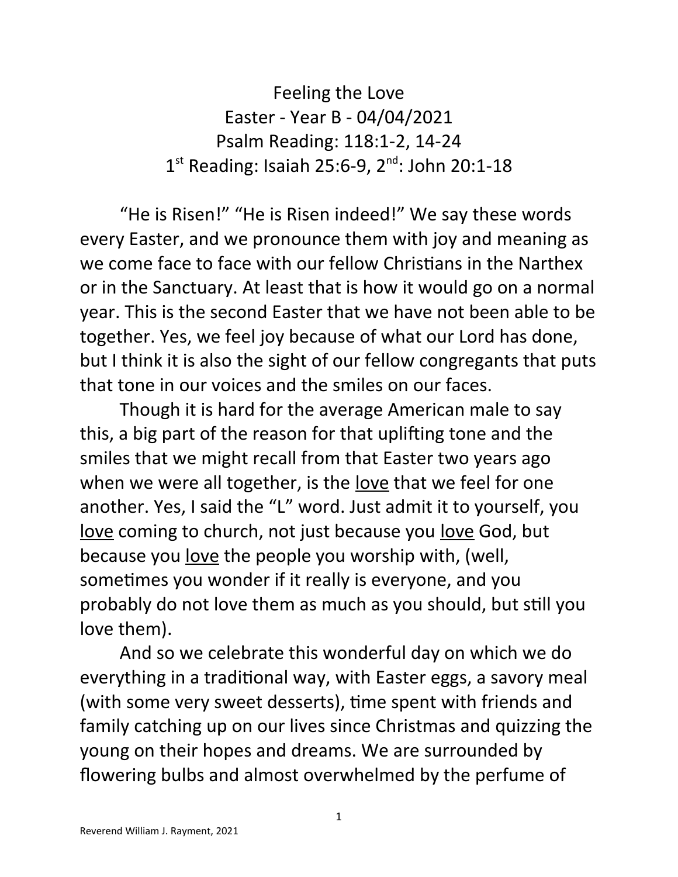# Feeling the Love

Easter - Year B - 04/04/2021

Psalm Reading: 118:1-2, 14-24

1st Reading: Isaiah 25:6-9, 2nd: John 20:1-18

"He is Risen!" "He is Risen indeed!" We say these words every Easter, and we pronounce them with joy and meaning as we come face to face with our fellow Christians in the Narthex or in the Sanctuary. At least that is how it would go on a normal year. This is the second Easter that we have not been able to be together. Yes, we feel joy because of what our Lord has done, but I think it is also the sight of our fellow congregants that puts that tone in our voices and the smiles on our faces.

Though it is hard for the average American male to say this, a big part of the reason for that uplifting tone and the smiles that we might recall from that Easter two years ago when we were all together, is the love that we feel for one another. Yes, I said the "L" word. Just admit it to yourself, you love coming to church, not just because you love God, but because you love the people you worship with, (well, sometimes you wonder if it really is everyone, and you probably do not love them as much as you should, but still you love them).

And so we celebrate this wonderful day on which we do everything in a traditional way, with Easter eggs, a savory meal (with some very sweet desserts), time spent with friends and family catching up on our lives since Christmas and quizzing the young on their hopes and dreams. We are surrounded by flowering bulbs and almost overwhelmed by the perfume of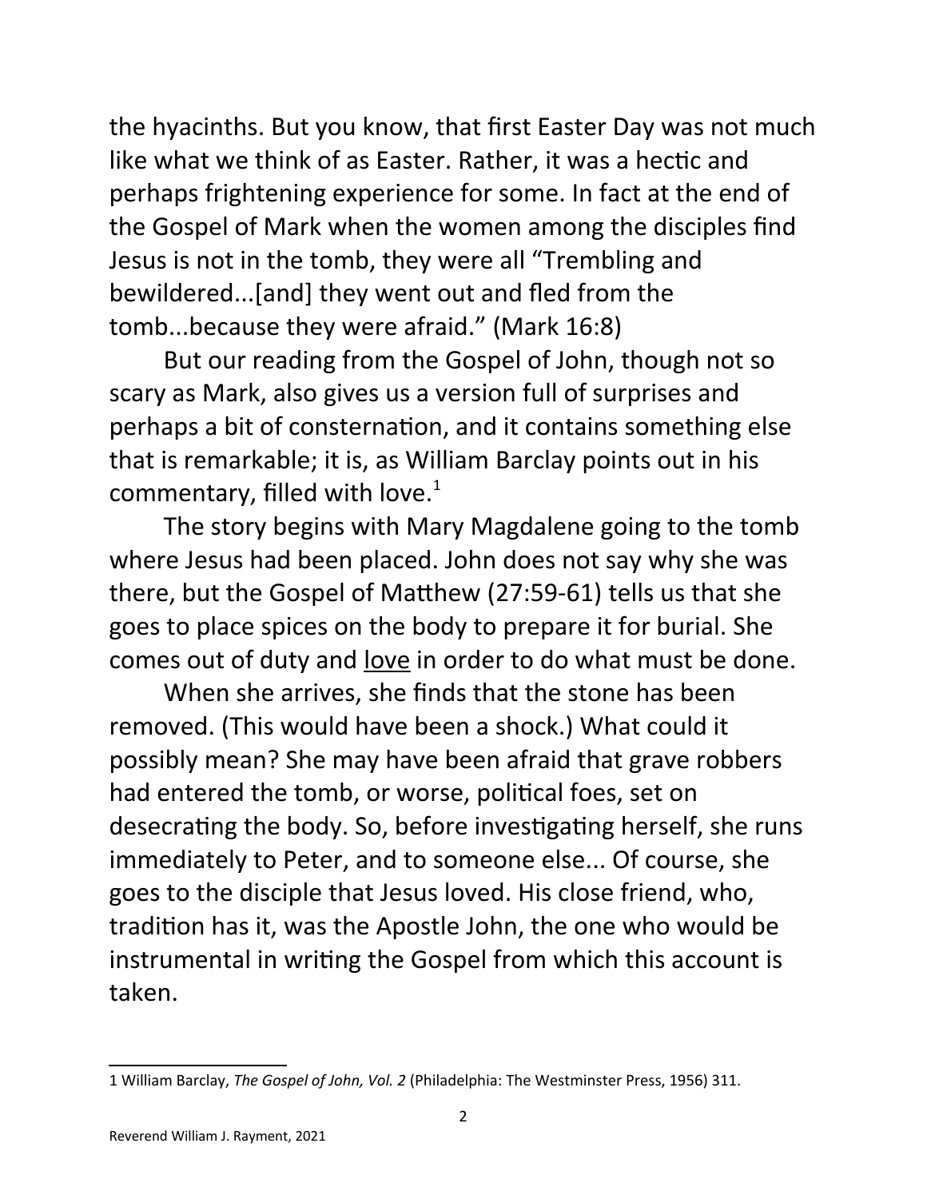the hyacinths. But you know, that first Easter Day was not much like what we think of as Easter. Rather, it was a hectic and perhaps frightening experience for some. In fact at the end of the Gospel of Mark when the women among the disciples find Jesus is not in the tomb, they were all “Trembling and bewildered...[and] they went out and fled from the tomb...because they were afraid.” (Mark 16:8)

But our reading from the Gospel of John, though not so scary as Mark, also gives us a version full of surprises and perhaps a bit of consternation, and it contains something else that is remarkable; it is, as William Barclay points out in his commentary, filled with love.[1]

The story begins with Mary Magdalene going to the tomb where Jesus had been placed. John does not say why she was there, but the Gospel of Matthew (27:59-61) tells us that she goes to place spices on the body to prepare it for burial. She comes out of duty and <u>love</u> in order to do what must be done.

When she arrives, she finds that the stone has been removed. (This would have been a shock.) What could it possibly mean? She may have been afraid that grave robbers had entered the tomb, or worse, political foes, set on desecrating the body. So, before investigating herself, she runs immediately to Peter, and to someone else... Of course, she goes to the disciple that Jesus loved. His close friend, who, tradition has it, was the Apostle John, the one who would be instrumental in writing the Gospel from which this account is taken.

---

1 William Barclay, *The Gospel of John, Vol. 2* (Philadelphia: The Westminster Press, 1956) 311.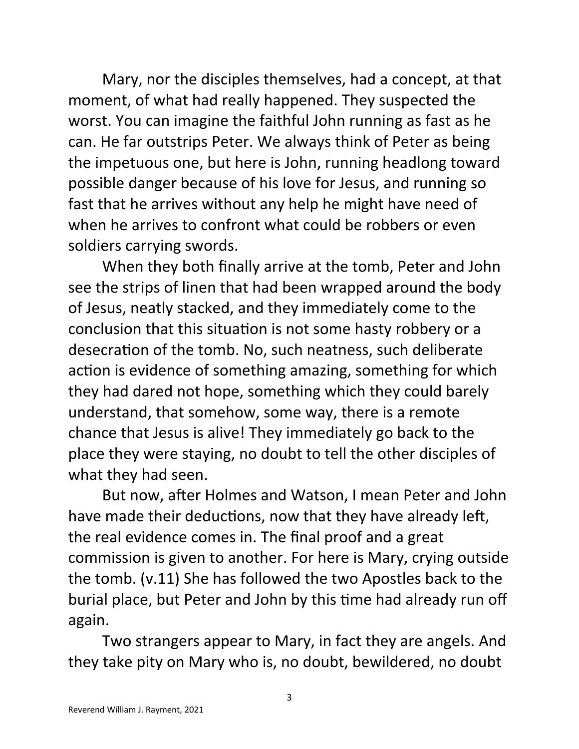Mary, nor the disciples themselves, had a concept, at that moment, of what had really happened. They suspected the worst. You can imagine the faithful John running as fast as he can. He far outstrips Peter. We always think of Peter as being the impetuous one, but here is John, running headlong toward possible danger because of his love for Jesus, and running so fast that he arrives without any help he might have need of when he arrives to confront what could be robbers or even soldiers carrying swords.

When they both finally arrive at the tomb, Peter and John see the strips of linen that had been wrapped around the body of Jesus, neatly stacked, and they immediately come to the conclusion that this situation is not some hasty robbery or a desecration of the tomb. No, such neatness, such deliberate action is evidence of something amazing, something for which they had dared not hope, something which they could barely understand, that somehow, some way, there is a remote chance that Jesus is alive! They immediately go back to the place they were staying, no doubt to tell the other disciples of what they had seen.

But now, after Holmes and Watson, I mean Peter and John have made their deductions, now that they have already left, the real evidence comes in. The final proof and a great commission is given to another. For here is Mary, crying outside the tomb. (v.11) She has followed the two Apostles back to the burial place, but Peter and John by this time had already run off again.

Two strangers appear to Mary, in fact they are angels. And they take pity on Mary who is, no doubt, bewildered, no doubt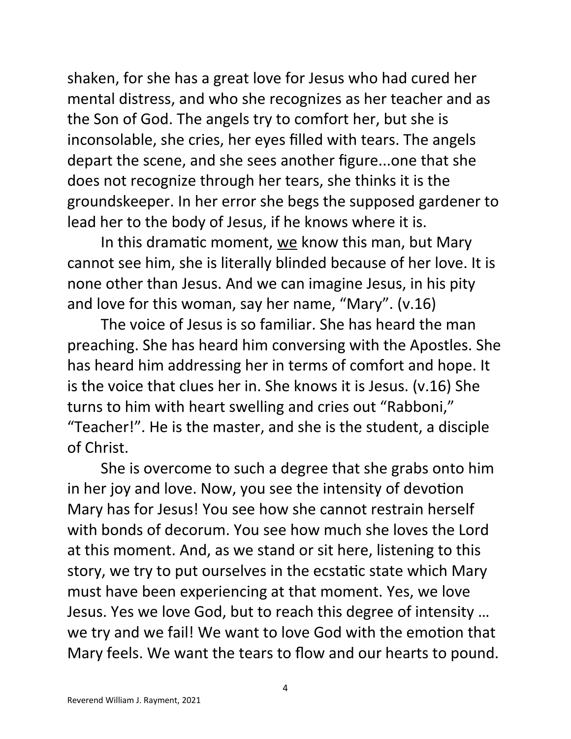shaken, for she has a great love for Jesus who had cured her mental distress, and who she recognizes as her teacher and as the Son of God. The angels try to comfort her, but she is inconsolable, she cries, her eyes filled with tears. The angels depart the scene, and she sees another figure...one that she does not recognize through her tears, she thinks it is the groundskeeper. In her error she begs the supposed gardener to lead her to the body of Jesus, if he knows where it is.

In this dramatic moment, <u>we</u> know this man, but Mary cannot see him, she is literally blinded because of her love. It is none other than Jesus. And we can imagine Jesus, in his pity and love for this woman, say her name, "Mary". (v.16)

The voice of Jesus is so familiar. She has heard the man preaching. She has heard him conversing with the Apostles. She has heard him addressing her in terms of comfort and hope. It is the voice that clues her in. She knows it is Jesus. (v.16) She turns to him with heart swelling and cries out "Rabboni," "Teacher!". He is the master, and she is the student, a disciple of Christ.

She is overcome to such a degree that she grabs onto him in her joy and love. Now, you see the intensity of devotion Mary has for Jesus! You see how she cannot restrain herself with bonds of decorum. You see how much she loves the Lord at this moment. And, as we stand or sit here, listening to this story, we try to put ourselves in the ecstatic state which Mary must have been experiencing at that moment. Yes, we love Jesus. Yes we love God, but to reach this degree of intensity … we try and we fail! We want to love God with the emotion that Mary feels. We want the tears to flow and our hearts to pound.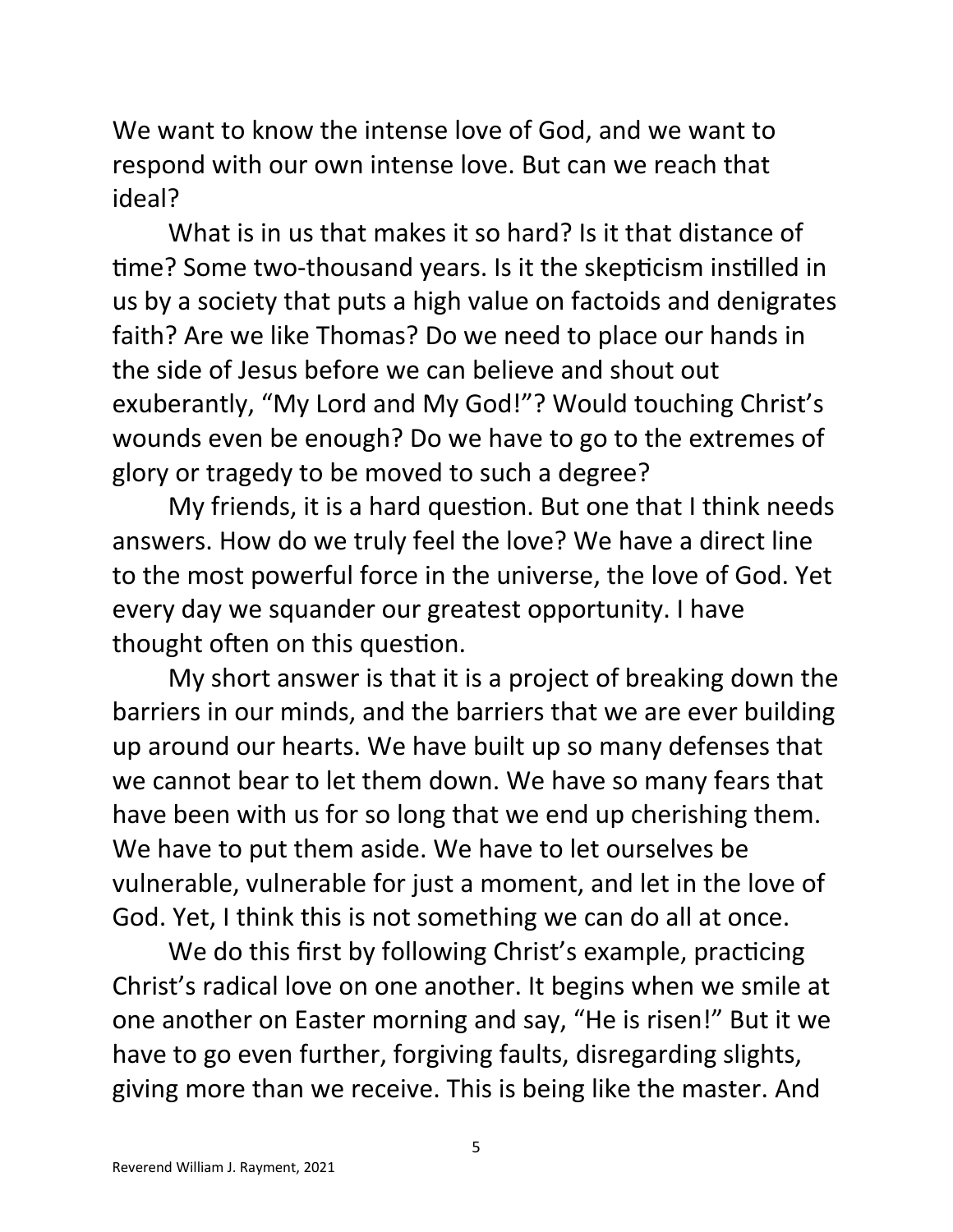We want to know the intense love of God, and we want to respond with our own intense love. But can we reach that ideal?

What is in us that makes it so hard? Is it that distance of time? Some two-thousand years. Is it the skepticism instilled in us by a society that puts a high value on factoids and denigrates faith? Are we like Thomas? Do we need to place our hands in the side of Jesus before we can believe and shout out exuberantly, “My Lord and My God!”? Would touching Christ’s wounds even be enough? Do we have to go to the extremes of glory or tragedy to be moved to such a degree?

My friends, it is a hard question. But one that I think needs answers. How do we truly feel the love? We have a direct line to the most powerful force in the universe, the love of God. Yet every day we squander our greatest opportunity. I have thought often on this question.

My short answer is that it is a project of breaking down the barriers in our minds, and the barriers that we are ever building up around our hearts. We have built up so many defenses that we cannot bear to let them down. We have so many fears that have been with us for so long that we end up cherishing them. We have to put them aside. We have to let ourselves be vulnerable, vulnerable for just a moment, and let in the love of God. Yet, I think this is not something we can do all at once.

We do this first by following Christ’s example, practicing Christ’s radical love on one another. It begins when we smile at one another on Easter morning and say, “He is risen!” But it we have to go even further, forgiving faults, disregarding slights, giving more than we receive. This is being like the master. And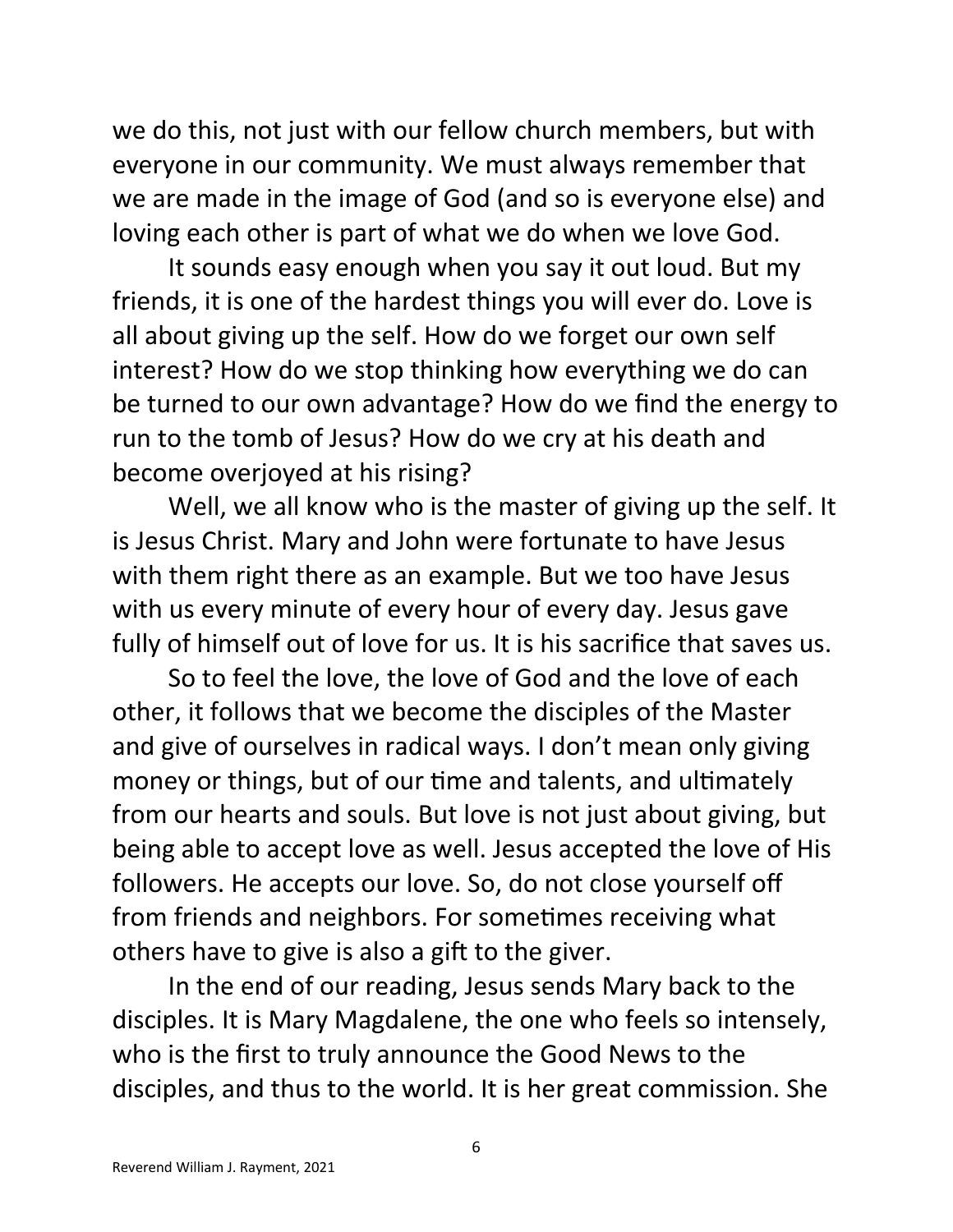we do this, not just with our fellow church members, but with everyone in our community. We must always remember that we are made in the image of God (and so is everyone else) and loving each other is part of what we do when we love God.

It sounds easy enough when you say it out loud. But my friends, it is one of the hardest things you will ever do. Love is all about giving up the self. How do we forget our own self interest? How do we stop thinking how everything we do can be turned to our own advantage? How do we find the energy to run to the tomb of Jesus? How do we cry at his death and become overjoyed at his rising?

Well, we all know who is the master of giving up the self. It is Jesus Christ. Mary and John were fortunate to have Jesus with them right there as an example. But we too have Jesus with us every minute of every hour of every day. Jesus gave fully of himself out of love for us. It is his sacrifice that saves us.

So to feel the love, the love of God and the love of each other, it follows that we become the disciples of the Master and give of ourselves in radical ways. I don't mean only giving money or things, but of our time and talents, and ultimately from our hearts and souls. But love is not just about giving, but being able to accept love as well. Jesus accepted the love of His followers. He accepts our love. So, do not close yourself off from friends and neighbors. For sometimes receiving what others have to give is also a gift to the giver.

In the end of our reading, Jesus sends Mary back to the disciples. It is Mary Magdalene, the one who feels so intensely, who is the first to truly announce the Good News to the disciples, and thus to the world. It is her great commission. She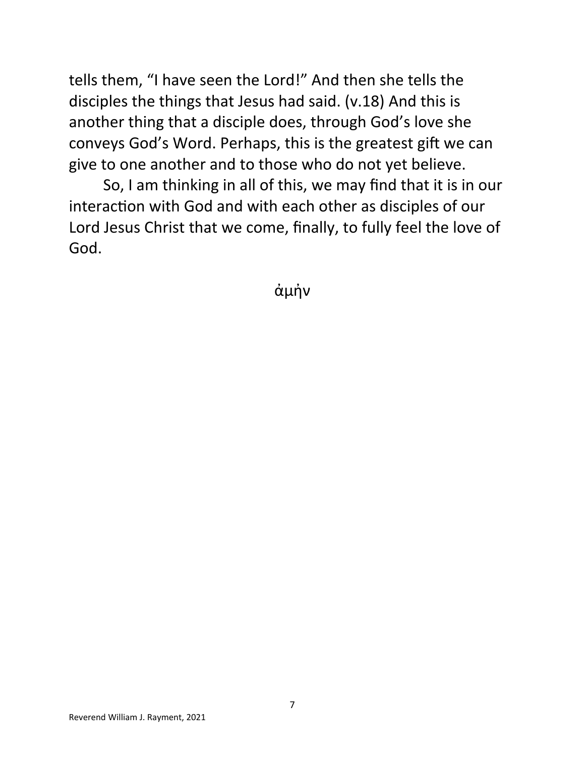tells them, "I have seen the Lord!" And then she tells the disciples the things that Jesus had said. (v.18) And this is another thing that a disciple does, through God's love she conveys God's Word. Perhaps, this is the greatest gift we can give to one another and to those who do not yet believe.

So, I am thinking in all of this, we may find that it is in our interaction with God and with each other as disciples of our Lord Jesus Christ that we come, finally, to fully feel the love of God.

ἀμὴν